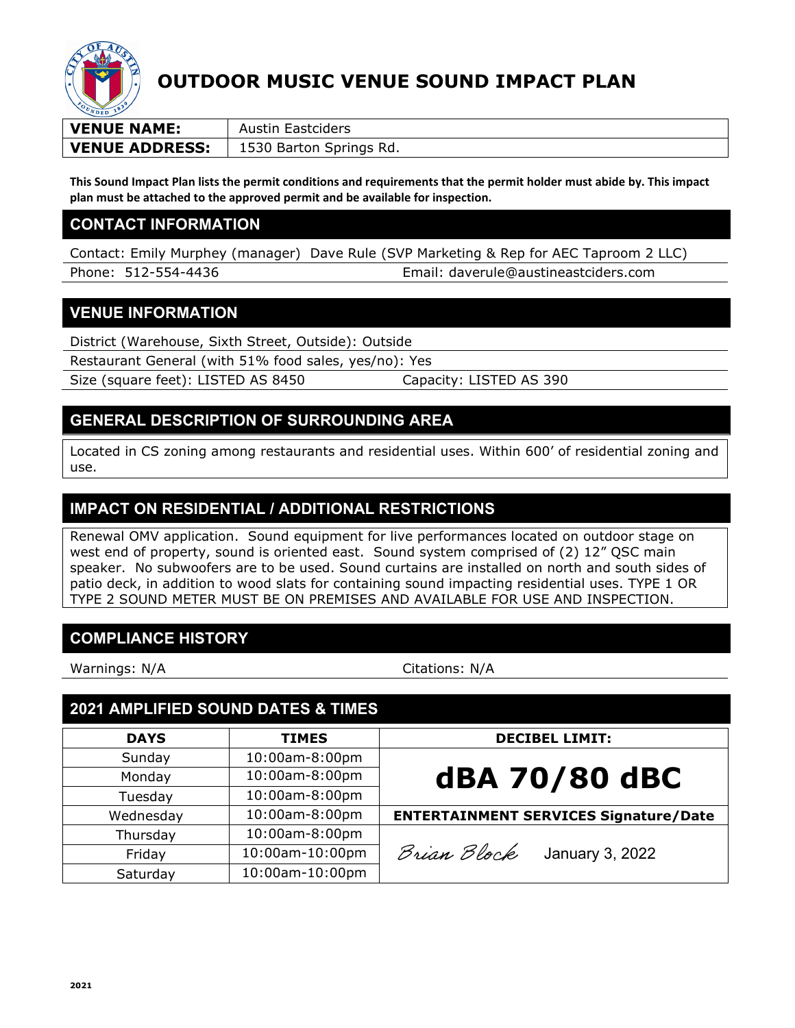# OUTDOOR MUSIC VENUE SOUND IMPACT PLAN

| **VENUE NAME:** | Austin Eastciders |
|---|---|
| **VENUE ADDRESS:** | 1530 Barton Springs Rd. |

**This Sound Impact Plan lists the permit conditions and requirements that the permit holder must abide by. This impact plan must be attached to the approved permit and be available for inspection.**

## CONTACT INFORMATION

Contact: Emily Murphey (manager) Dave Rule (SVP Marketing & Rep for AEC Taproom 2 LLC)

Phone: 512-554-4436 Email: daverule@austineastciders.com

## VENUE INFORMATION

District (Warehouse, Sixth Street, Outside): Outside

Restaurant General (with 51% food sales, yes/no): Yes

Size (square feet): LISTED AS 8450 Capacity: LISTED AS 390

## GENERAL DESCRIPTION OF SURROUNDING AREA

Located in CS zoning among restaurants and residential uses. Within 600' of residential zoning and use.

## IMPACT ON RESIDENTIAL / ADDITIONAL RESTRICTIONS

Renewal OMV application. Sound equipment for live performances located on outdoor stage on west end of property, sound is oriented east. Sound system comprised of (2) 12" QSC main speaker. No subwoofers are to be used. Sound curtains are installed on north and south sides of patio deck, in addition to wood slats for containing sound impacting residential uses. TYPE 1 OR TYPE 2 SOUND METER MUST BE ON PREMISES AND AVAILABLE FOR USE AND INSPECTION.

## COMPLIANCE HISTORY

Warnings: N/A Citations: N/A

## 2021 AMPLIFIED SOUND DATES & TIMES

| DAYS | TIMES | DECIBEL LIMIT: |
|---|---|---|
| Sunday | 10:00am-8:00pm | **dBA 70/80 dBC** |
| Monday | 10:00am-8:00pm | |
| Tuesday | 10:00am-8:00pm | |
| Wednesday | 10:00am-8:00pm | **ENTERTAINMENT SERVICES Signature/Date** |
| Thursday | 10:00am-8:00pm | Brian Block January 3, 2022 |
| Friday | 10:00am-10:00pm | |
| Saturday | 10:00am-10:00pm | |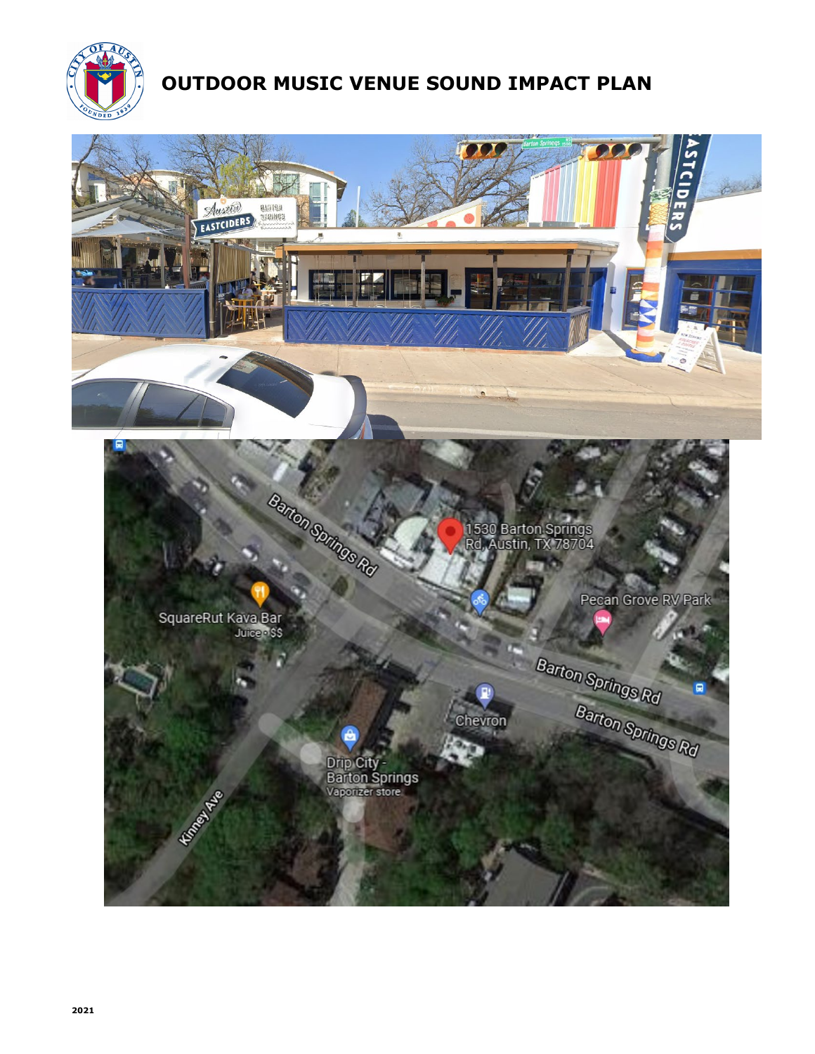# OUTDOOR MUSIC VENUE SOUND IMPACT PLAN

2021